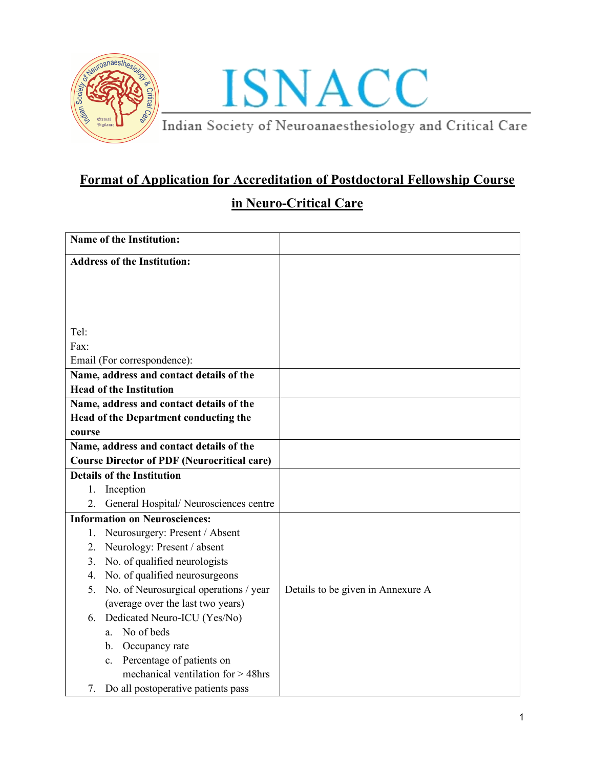# ISNACC

Indian Society of Neuroanaesthesiology and Critical Care

## Format of Application for Accreditation of Postdoctoral Fellowship Course in Neuro-Critical Care

| **Name of the Institution:** | |
|---|---|
| **Address of the Institution:**<br><br>Tel:<br>Fax:<br>Email (For correspondence): | |
| **Name, address and contact details of the Head of the Institution** | |
| **Name, address and contact details of the Head of the Department conducting the course** | |
| **Name, address and contact details of the Course Director of PDF (Neurocritical care)** | |
| **Details of the Institution**<br>1. Inception<br>2. General Hospital/ Neurosciences centre | |
| **Information on Neurosciences:**<br>1. Neurosurgery: Present / Absent<br>2. Neurology: Present / absent<br>3. No. of qualified neurologists<br>4. No. of qualified neurosurgeons<br>5. No. of Neurosurgical operations / year (average over the last two years)<br>6. Dedicated Neuro-ICU (Yes/No)<br>a. No of beds<br>b. Occupancy rate<br>c. Percentage of patients on mechanical ventilation for > 48hrs<br>7. Do all postoperative patients pass | Details to be given in Annexure A |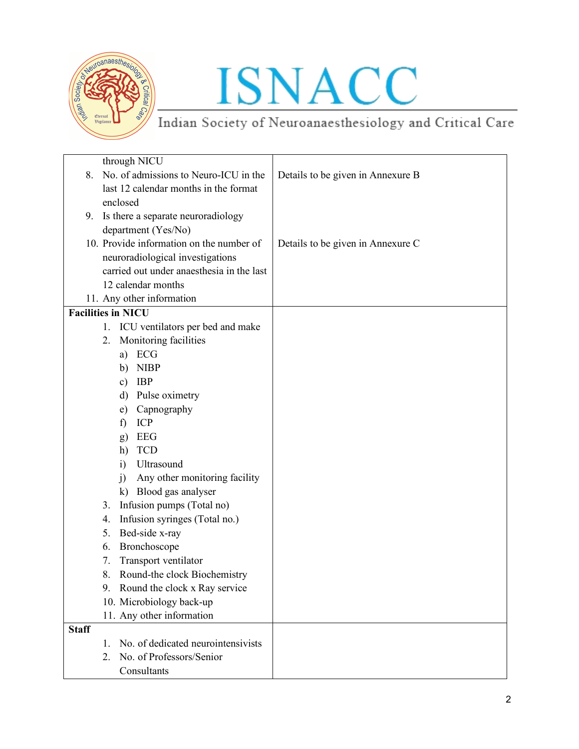| | |
|---|---|
| through NICU<br>8. No. of admissions to Neuro-ICU in the last 12 calendar months in the format enclosed<br>9. Is there a separate neuroradiology department (Yes/No)<br>10. Provide information on the number of neuroradiological investigations carried out under anaesthesia in the last 12 calendar months<br>11. Any other information | Details to be given in Annexure B<br><br><br><br>Details to be given in Annexure C |
| **Facilities in NICU**<br>1. ICU ventilators per bed and make<br>2. Monitoring facilities<br>a) ECG<br>b) NIBP<br>c) IBP<br>d) Pulse oximetry<br>e) Capnography<br>f) ICP<br>g) EEG<br>h) TCD<br>i) Ultrasound<br>j) Any other monitoring facility<br>k) Blood gas analyser<br>3. Infusion pumps (Total no)<br>4. Infusion syringes (Total no.)<br>5. Bed-side x-ray<br>6. Bronchoscope<br>7. Transport ventilator<br>8. Round-the clock Biochemistry<br>9. Round the clock x Ray service<br>10. Microbiology back-up<br>11. Any other information | |
| **Staff**<br>1. No. of dedicated neurointensivists<br>2. No. of Professors/Senior Consultants | |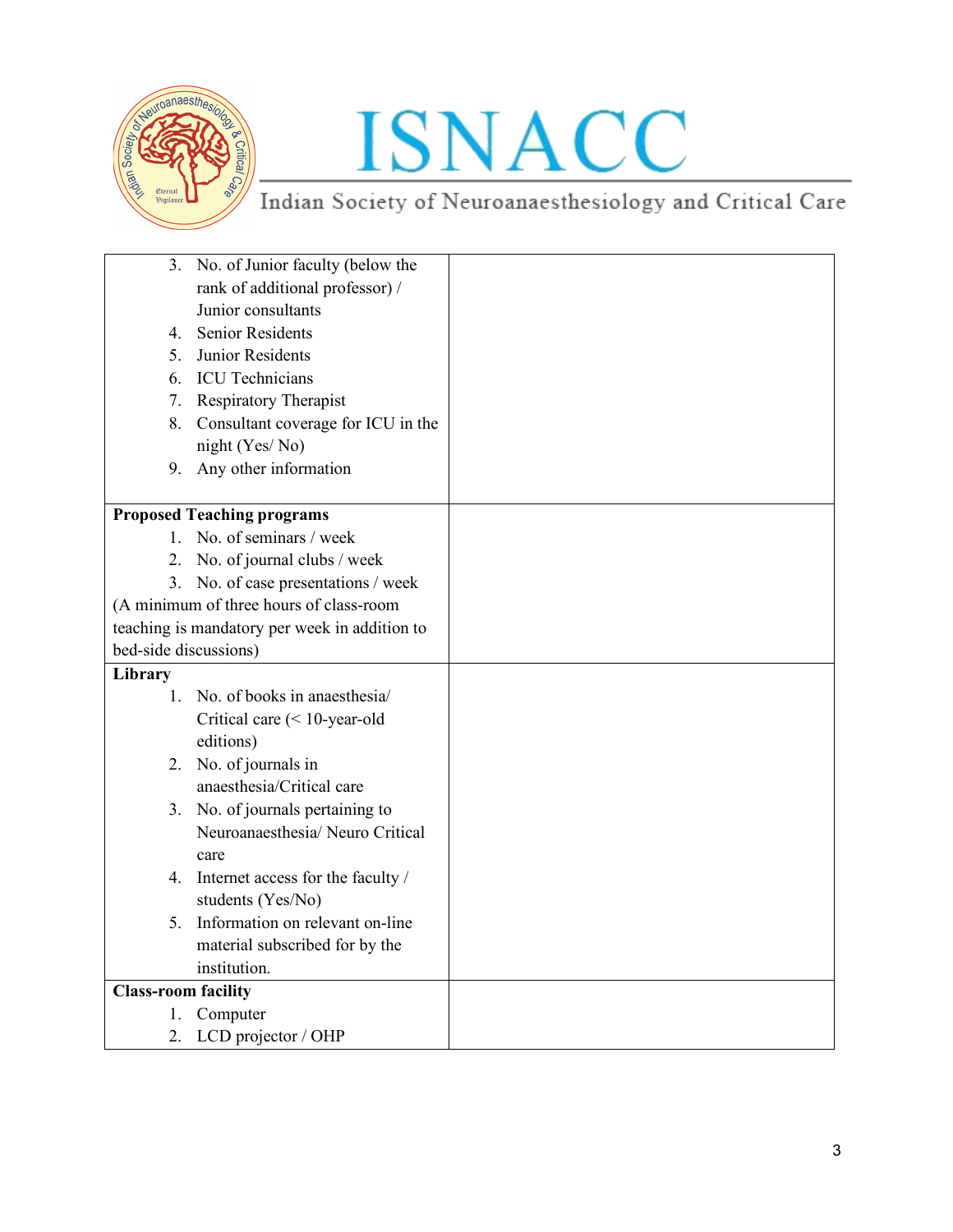| | |
|---|---|
| 3. No. of Junior faculty (below the rank of additional professor) / Junior consultants<br>4. Senior Residents<br>5. Junior Residents<br>6. ICU Technicians<br>7. Respiratory Therapist<br>8. Consultant coverage for ICU in the night (Yes/ No)<br>9. Any other information | |
| **Proposed Teaching programs**<br>1. No. of seminars / week<br>2. No. of journal clubs / week<br>3. No. of case presentations / week<br>(A minimum of three hours of class-room teaching is mandatory per week in addition to bed-side discussions) | |
| **Library**<br>1. No. of books in anaesthesia/ Critical care (< 10-year-old editions)<br>2. No. of journals in anaesthesia/Critical care<br>3. No. of journals pertaining to Neuroanaesthesia/ Neuro Critical care<br>4. Internet access for the faculty / students (Yes/No)<br>5. Information on relevant on-line material subscribed for by the institution. | |
| **Class-room facility**<br>1. Computer<br>2. LCD projector / OHP | |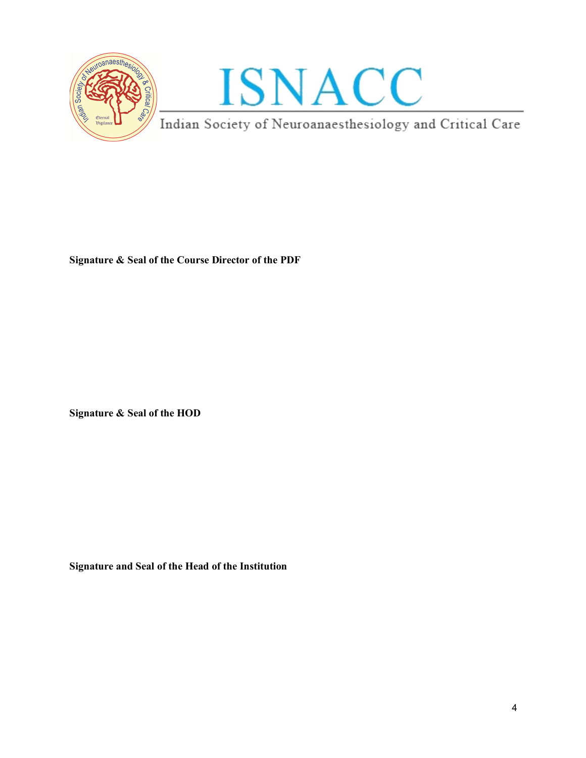ISNACC

Indian Society of Neuroanaesthesiology and Critical Care

**Signature & Seal of the Course Director of the PDF**

**Signature & Seal of the HOD**

**Signature and Seal of the Head of the Institution**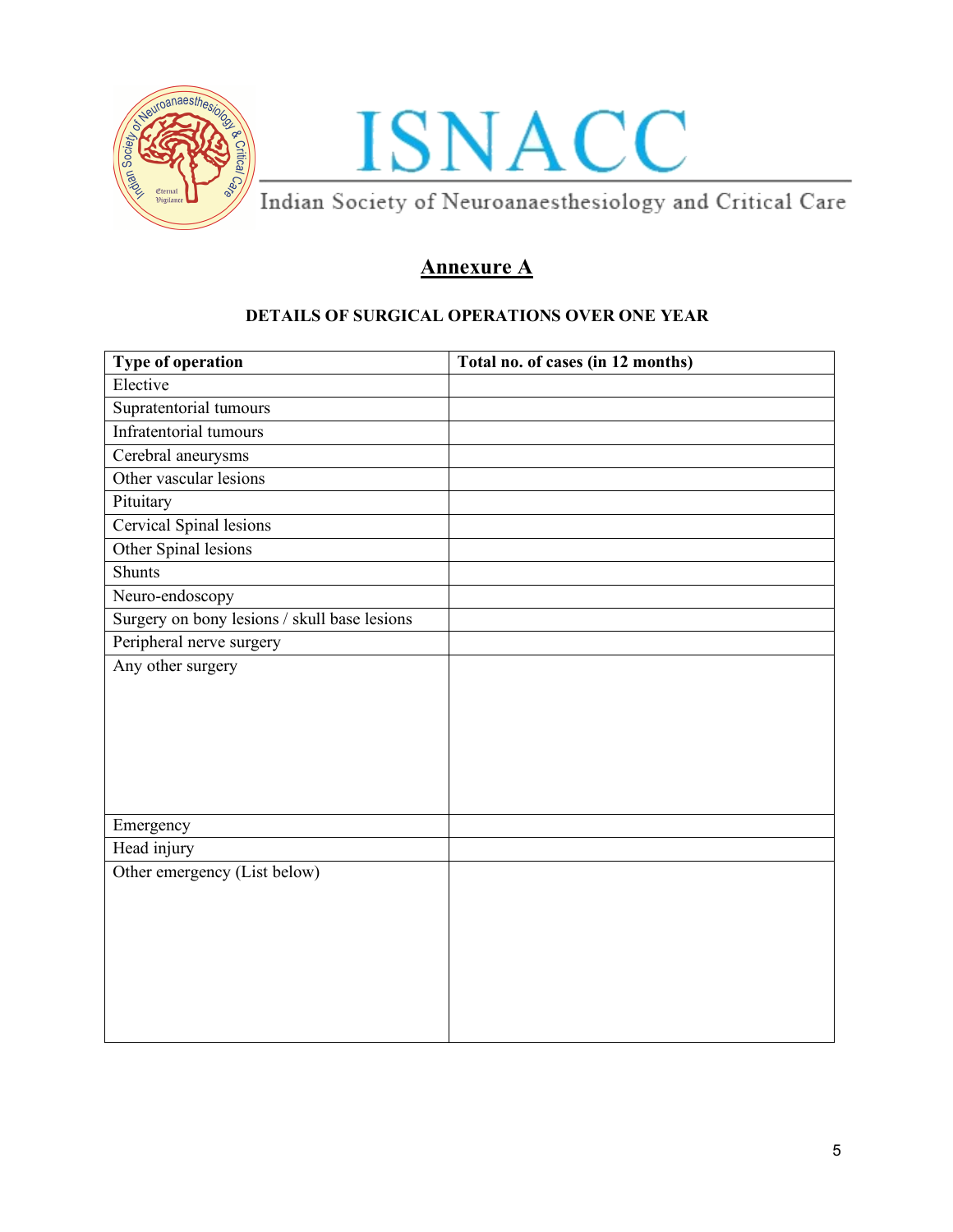ISNACC

Indian Society of Neuroanaesthesiology and Critical Care

# Annexure A

**DETAILS OF SURGICAL OPERATIONS OVER ONE YEAR**

| Type of operation | Total no. of cases (in 12 months) |
|---|---|
| Elective | |
| Supratentorial tumours | |
| Infratentorial tumours | |
| Cerebral aneurysms | |
| Other vascular lesions | |
| Pituitary | |
| Cervical Spinal lesions | |
| Other Spinal lesions | |
| Shunts | |
| Neuro-endoscopy | |
| Surgery on bony lesions / skull base lesions | |
| Peripheral nerve surgery | |
| Any other surgery | |
| Emergency | |
| Head injury | |
| Other emergency (List below) | |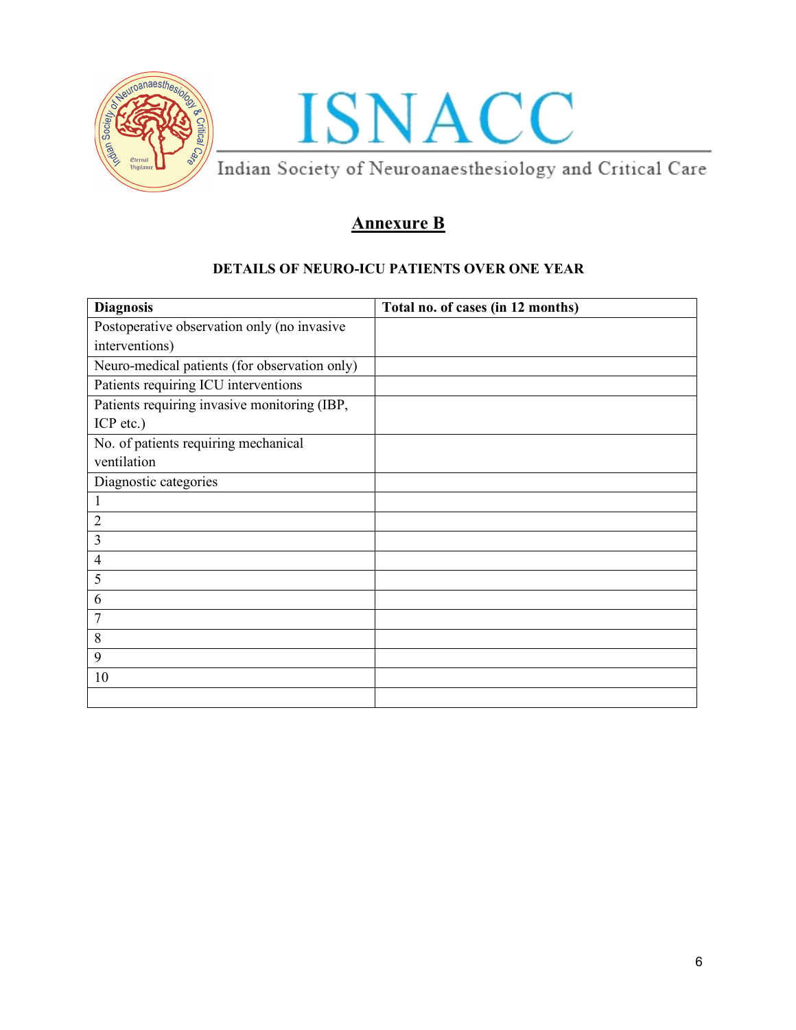ISNACC

Indian Society of Neuroanaesthesiology and Critical Care

## Annexure B

### DETAILS OF NEURO-ICU PATIENTS OVER ONE YEAR

| Diagnosis | Total no. of cases (in 12 months) |
|---|---|
| Postoperative observation only (no invasive interventions) | |
| Neuro-medical patients (for observation only) | |
| Patients requiring ICU interventions | |
| Patients requiring invasive monitoring (IBP, ICP etc.) | |
| No. of patients requiring mechanical ventilation | |
| Diagnostic categories | |
| 1 | |
| 2 | |
| 3 | |
| 4 | |
| 5 | |
| 6 | |
| 7 | |
| 8 | |
| 9 | |
| 10 | |
| | |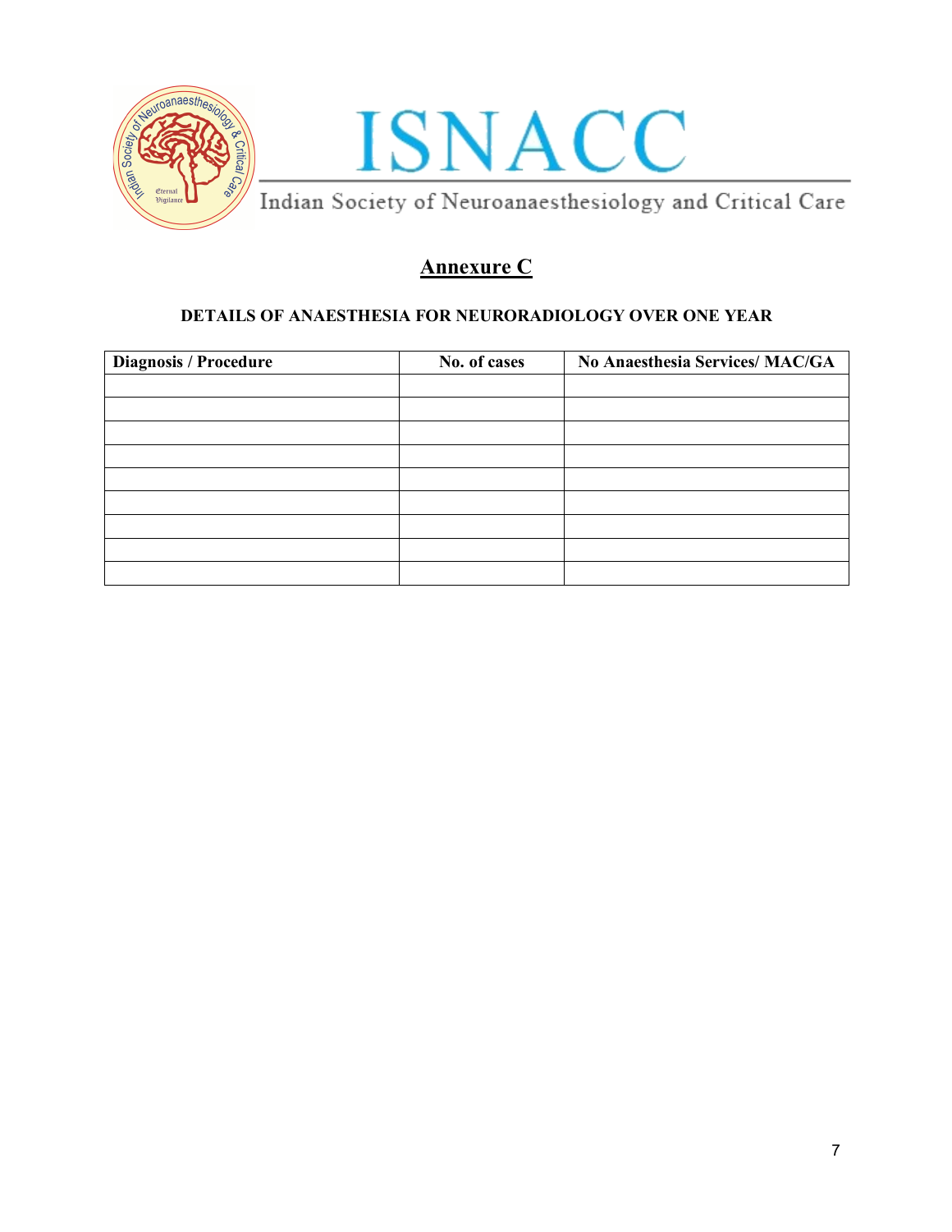ISNACC

Indian Society of Neuroanaesthesiology and Critical Care

# Annexure C

### DETAILS OF ANAESTHESIA FOR NEURORADIOLOGY OVER ONE YEAR

| Diagnosis / Procedure | No. of cases | No Anaesthesia Services/ MAC/GA |
|---|---|---|
| | | |
| | | |
| | | |
| | | |
| | | |
| | | |
| | | |
| | | |
| | | |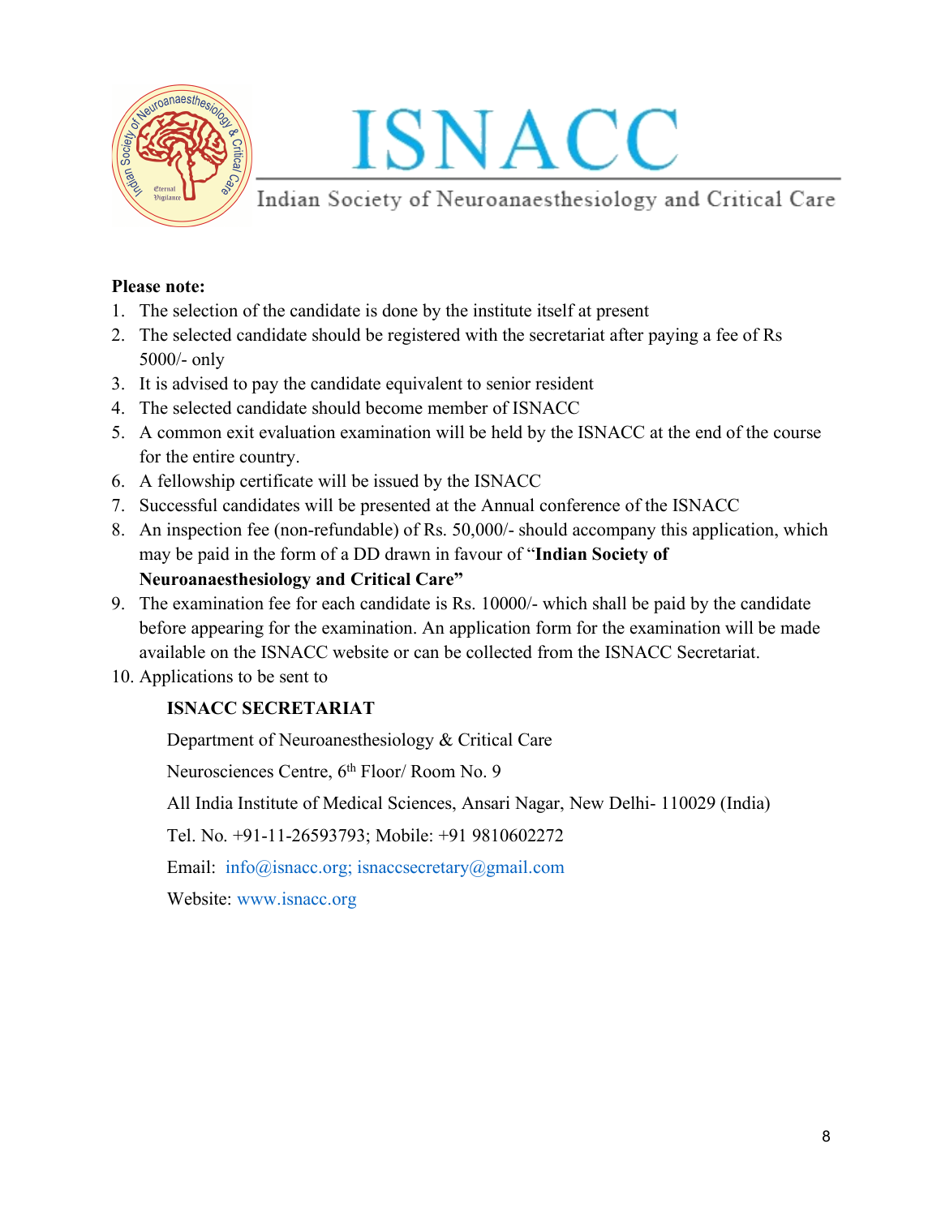# ISNACC

Indian Society of Neuroanaesthesiology and Critical Care

**Please note:**

1. The selection of the candidate is done by the institute itself at present
2. The selected candidate should be registered with the secretariat after paying a fee of Rs 5000/- only
3. It is advised to pay the candidate equivalent to senior resident
4. The selected candidate should become member of ISNACC
5. A common exit evaluation examination will be held by the ISNACC at the end of the course for the entire country.
6. A fellowship certificate will be issued by the ISNACC
7. Successful candidates will be presented at the Annual conference of the ISNACC
8. An inspection fee (non-refundable) of Rs. 50,000/- should accompany this application, which may be paid in the form of a DD drawn in favour of "**Indian Society of Neuroanaesthesiology and Critical Care"**
9. The examination fee for each candidate is Rs. 10000/- which shall be paid by the candidate before appearing for the examination. An application form for the examination will be made available on the ISNACC website or can be collected from the ISNACC Secretariat.
10. Applications to be sent to

    **ISNACC SECRETARIAT**

    Department of Neuroanesthesiology & Critical Care

    Neurosciences Centre, 6th Floor/ Room No. 9

    All India Institute of Medical Sciences, Ansari Nagar, New Delhi- 110029 (India)

    Tel. No. +91-11-26593793; Mobile: +91 9810602272

    Email: info@isnacc.org; isnaccsecretary@gmail.com

    Website: www.isnacc.org